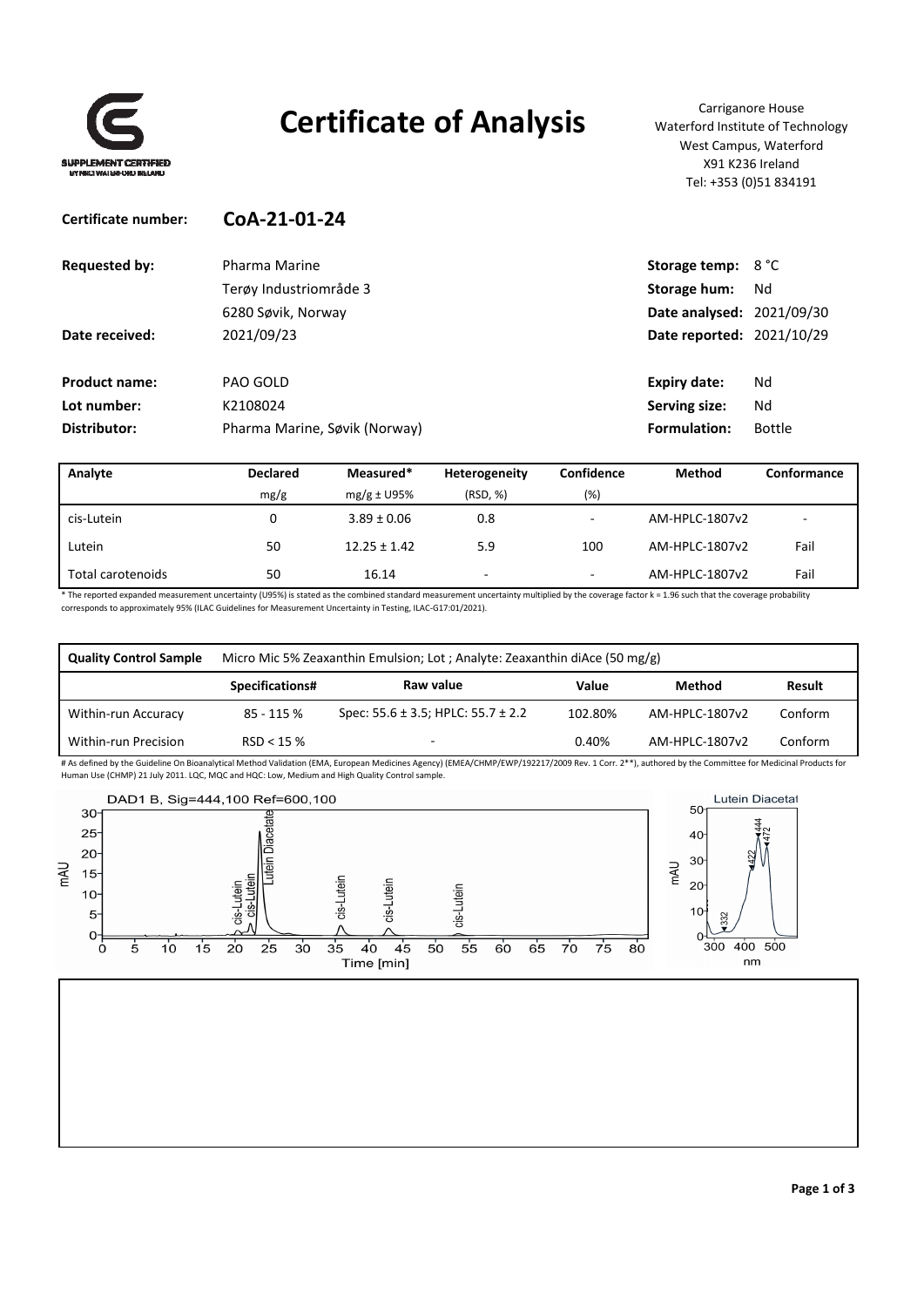# Certificate of Analysis

SUPPLEMENT CERTIFIED

Carriganore House
Waterford Institute of Technology
West Campus, Waterford
X91 K236 Ireland
Tel: +353 (0)51 834191

**Certificate number:** **CoA-21-01-24**

| | | | |
|---|---|---|---|
| **Requested by:** | Pharma Marine | **Storage temp:** | 8 °C |
| | Terøy Industriområde 3 | **Storage hum:** | Nd |
| | 6280 Søvik, Norway | **Date analysed:** | 2021/09/30 |
| **Date received:** | 2021/09/23 | **Date reported:** | 2021/10/29 |
| **Product name:** | PAO GOLD | **Expiry date:** | Nd |
| **Lot number:** | K2108024 | **Serving size:** | Nd |
| **Distributor:** | Pharma Marine, Søvik (Norway) | **Formulation:** | Bottle |

| Analyte | Declared mg/g | Measured* mg/g ± U95% | Heterogeneity (RSD, %) | Confidence (%) | Method | Conformance |
|---|---|---|---|---|---|---|
| cis-Lutein | 0 | 3.89 ± 0.06 | 0.8 | - | AM-HPLC-1807v2 | - |
| Lutein | 50 | 12.25 ± 1.42 | 5.9 | 100 | AM-HPLC-1807v2 | Fail |
| Total carotenoids | 50 | 16.14 | - | - | AM-HPLC-1807v2 | Fail |

\* The reported expanded measurement uncertainty (U95%) is stated as the combined standard measurement uncertainty multiplied by the coverage factor k = 1.96 such that the coverage probability corresponds to approximately 95% (ILAC Guidelines for Measurement Uncertainty in Testing, ILAC-G17:01/2021).

| **Quality Control Sample** | Micro Mic 5% Zeaxanthin Emulsion; Lot ; Analyte: Zeaxanthin diAce (50 mg/g) | | | | |
|---|---|---|---|---|---|
| | **Specifications#** | **Raw value** | **Value** | **Method** | **Result** |
| Within-run Accuracy | 85 - 115 % | Spec: 55.6 ± 3.5; HPLC: 55.7 ± 2.2 | 102.80% | AM-HPLC-1807v2 | Conform |
| Within-run Precision | RSD < 15 % | - | 0.40% | AM-HPLC-1807v2 | Conform |

# As defined by the Guideline On Bioanalytical Method Validation (EMA, European Medicines Agency) (EMEA/CHMP/EWP/192217/2009 Rev. 1 Corr. 2**), authored by the Committee for Medicinal Products for Human Use (CHMP) 21 July 2011. LQC, MQC and HQC: Low, Medium and High Quality Control sample.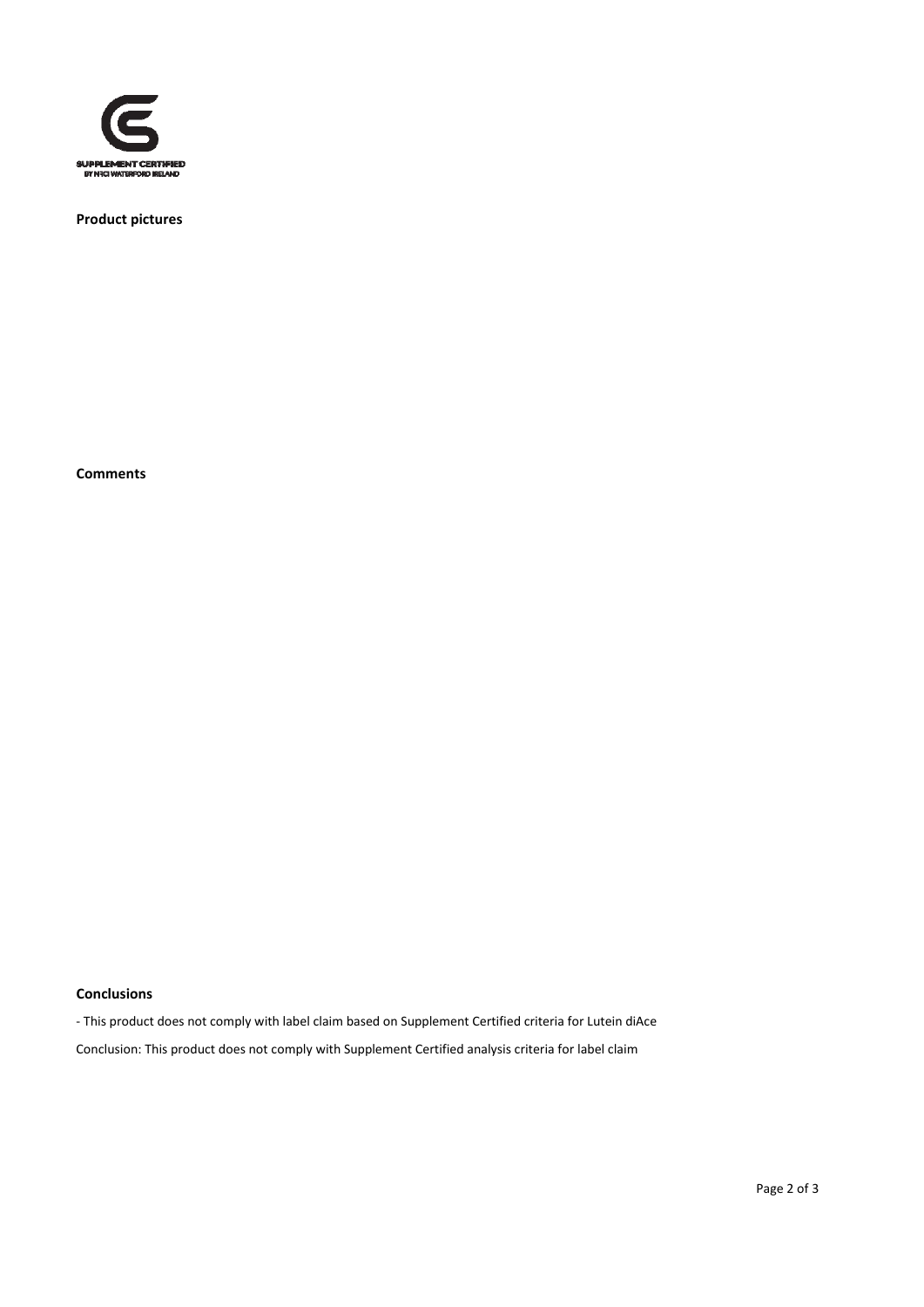**Product pictures**

**Comments**

**Conclusions**

- This product does not comply with label claim based on Supplement Certified criteria for Lutein diAce

Conclusion: This product does not comply with Supplement Certified analysis criteria for label claim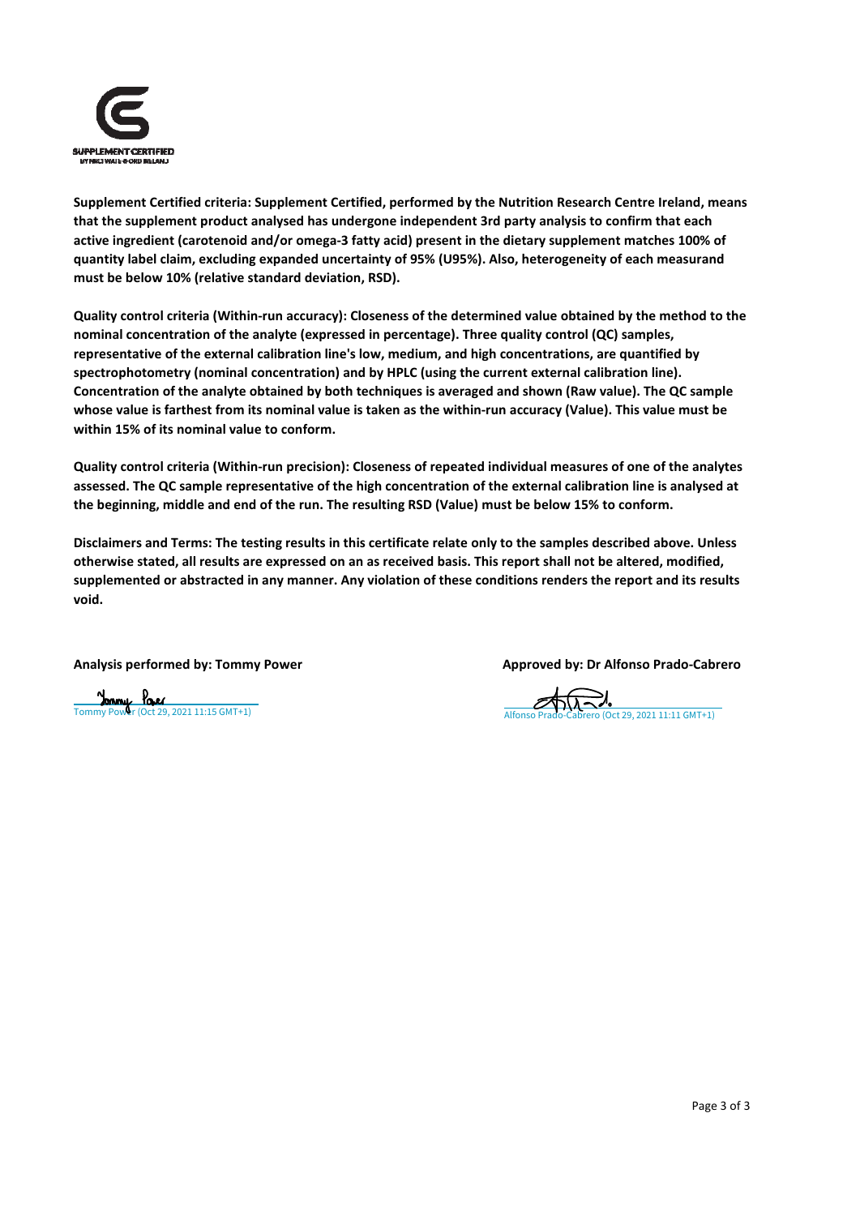**Supplement Certified criteria: Supplement Certified, performed by the Nutrition Research Centre Ireland, means that the supplement product analysed has undergone independent 3rd party analysis to confirm that each active ingredient (carotenoid and/or omega-3 fatty acid) present in the dietary supplement matches 100% of quantity label claim, excluding expanded uncertainty of 95% (U95%). Also, heterogeneity of each measurand must be below 10% (relative standard deviation, RSD).**

**Quality control criteria (Within-run accuracy): Closeness of the determined value obtained by the method to the nominal concentration of the analyte (expressed in percentage). Three quality control (QC) samples, representative of the external calibration line's low, medium, and high concentrations, are quantified by spectrophotometry (nominal concentration) and by HPLC (using the current external calibration line). Concentration of the analyte obtained by both techniques is averaged and shown (Raw value). The QC sample whose value is farthest from its nominal value is taken as the within-run accuracy (Value). This value must be within 15% of its nominal value to conform.**

**Quality control criteria (Within-run precision): Closeness of repeated individual measures of one of the analytes assessed. The QC sample representative of the high concentration of the external calibration line is analysed at the beginning, middle and end of the run. The resulting RSD (Value) must be below 15% to conform.**

**Disclaimers and Terms: The testing results in this certificate relate only to the samples described above. Unless otherwise stated, all results are expressed on an as received basis. This report shall not be altered, modified, supplemented or abstracted in any manner. Any violation of these conditions renders the report and its results void.**

**Analysis performed by: Tommy Power**

Tommy Power (Oct 29, 2021 11:15 GMT+1)

**Approved by: Dr Alfonso Prado-Cabrero**

Alfonso Prado-Cabrero (Oct 29, 2021 11:11 GMT+1)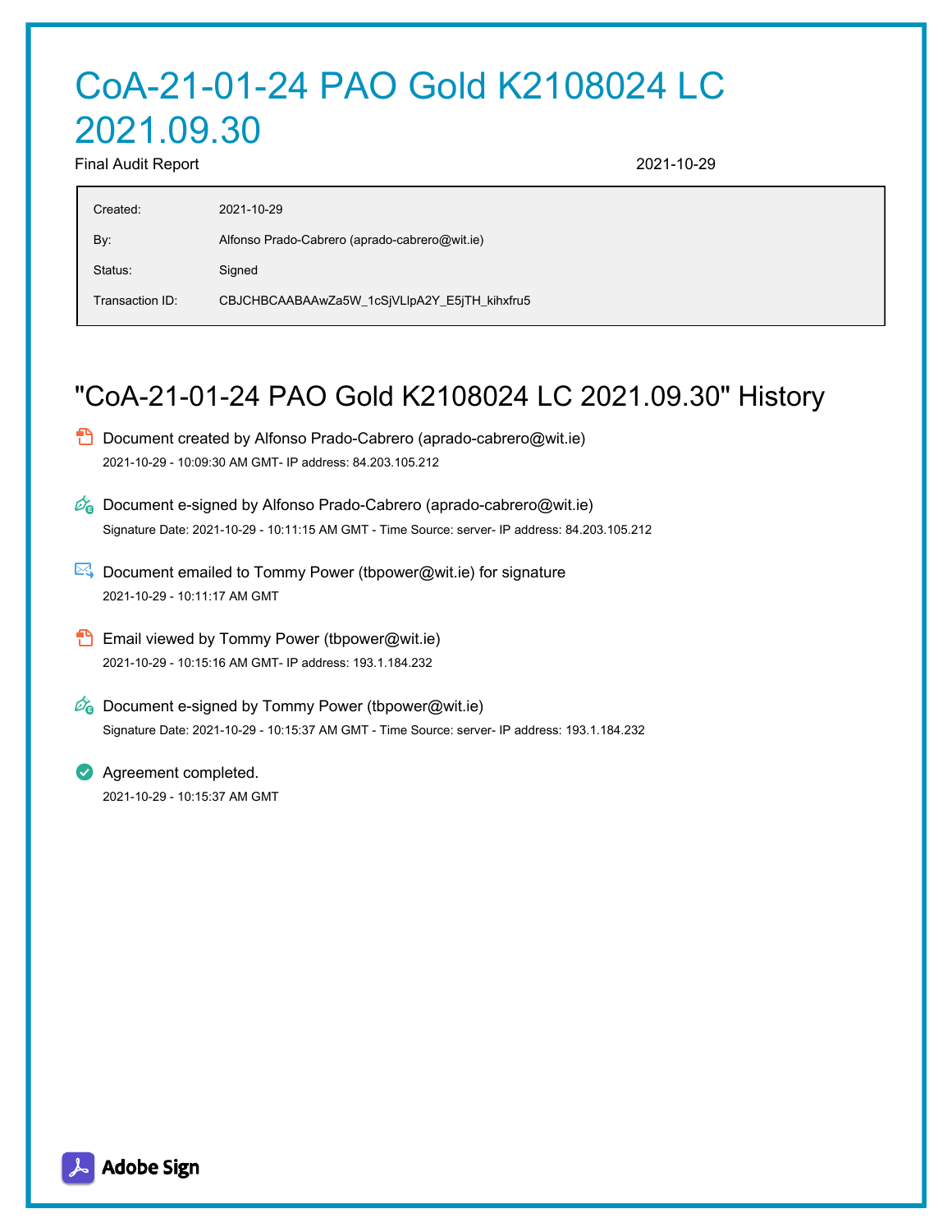# CoA-21-01-24 PAO Gold K2108024 LC 2021.09.30

Final Audit Report 2021-10-29

| | |
|---|---|
| Created: | 2021-10-29 |
| By: | Alfonso Prado-Cabrero (aprado-cabrero@wit.ie) |
| Status: | Signed |
| Transaction ID: | CBJCHBCAABAAwZa5W_1cSjVLlpA2Y_E5jTH_kihxfru5 |

## "CoA-21-01-24 PAO Gold K2108024 LC 2021.09.30" History

- Document created by Alfonso Prado-Cabrero (aprado-cabrero@wit.ie)
  2021-10-29 - 10:09:30 AM GMT- IP address: 84.203.105.212

- Document e-signed by Alfonso Prado-Cabrero (aprado-cabrero@wit.ie)
  Signature Date: 2021-10-29 - 10:11:15 AM GMT - Time Source: server- IP address: 84.203.105.212

- Document emailed to Tommy Power (tbpower@wit.ie) for signature
  2021-10-29 - 10:11:17 AM GMT

- Email viewed by Tommy Power (tbpower@wit.ie)
  2021-10-29 - 10:15:16 AM GMT- IP address: 193.1.184.232

- Document e-signed by Tommy Power (tbpower@wit.ie)
  Signature Date: 2021-10-29 - 10:15:37 AM GMT - Time Source: server- IP address: 193.1.184.232

- Agreement completed.
  2021-10-29 - 10:15:37 AM GMT

Adobe Sign